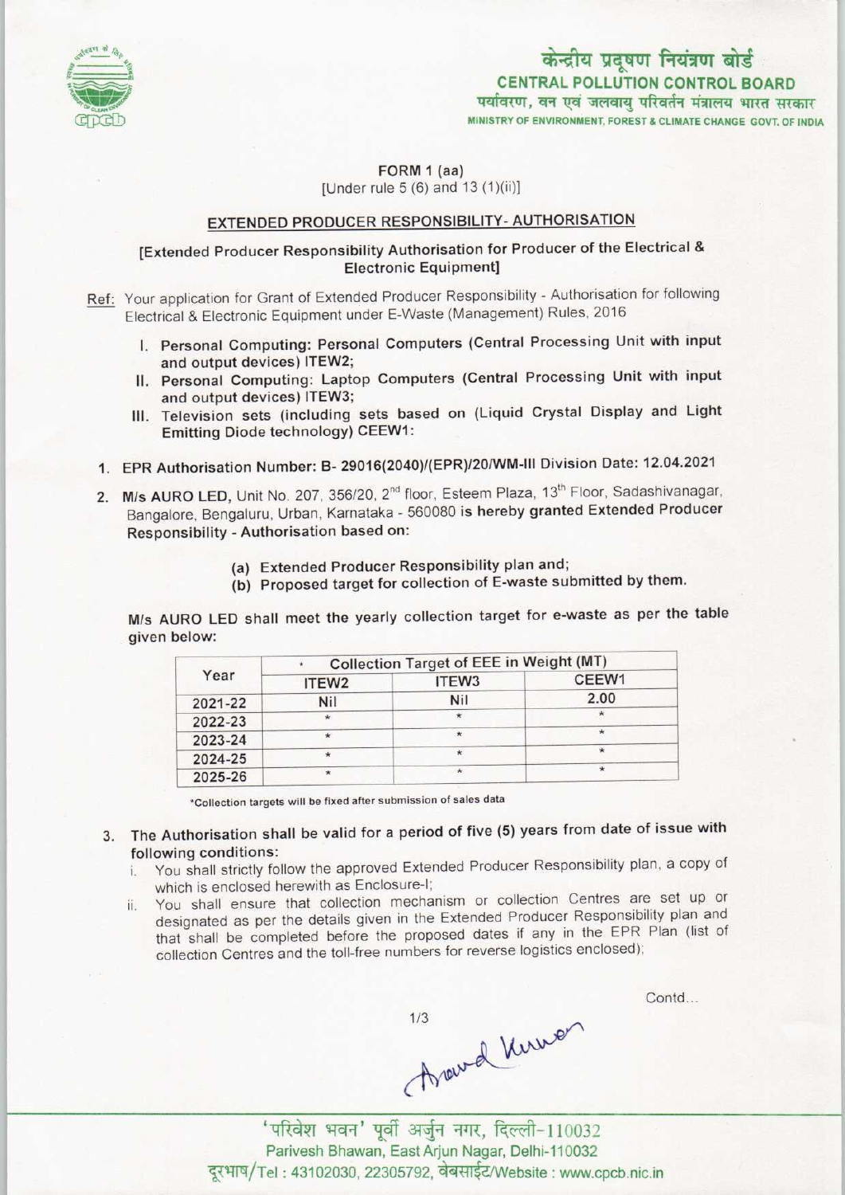केन्द्रीय प्रदूषण नियंत्रण बोर्ड
**CENTRAL POLLUTION CONTROL BOARD**
पर्यावरण, वन एवं जलवायु परिवर्तन मंत्रालय भारत सरकार
MINISTRY OF ENVIRONMENT, FOREST & CLIMATE CHANGE GOVT. OF INDIA

FORM 1 (aa)
[Under rule 5 (6) and 13 (1)(ii)]

## EXTENDED PRODUCER RESPONSIBILITY- AUTHORISATION

[Extended Producer Responsibility Authorisation for Producer of the Electrical & Electronic Equipment]

Ref: Your application for Grant of Extended Producer Responsibility - Authorisation for following Electrical & Electronic Equipment under E-Waste (Management) Rules, 2016

I. **Personal Computing: Personal Computers (Central Processing Unit with input and output devices) ITEW2;**
II. **Personal Computing: Laptop Computers (Central Processing Unit with input and output devices) ITEW3;**
III. **Television sets (including sets based on (Liquid Crystal Display and Light Emitting Diode technology) CEEW1:**

1. **EPR Authorisation Number: B- 29016(2040)/(EPR)/20/WM-III Division Date: 12.04.2021**

2. **M/s AURO LED,** Unit No. 207, 356/20, 2nd floor, Esteem Plaza, 13th Floor, Sadashivanagar, Bangalore, Bengaluru, Urban, Karnataka - 560080 **is hereby granted Extended Producer Responsibility - Authorisation based on:**

   (a) **Extended Producer Responsibility plan and;**
   (b) **Proposed target for collection of E-waste submitted by them.**

**M/s AURO LED shall meet the yearly collection target for e-waste as per the table given below:**

| Year | Collection Target of EEE in Weight (MT) | | |
|---|---|---|---|
| | ITEW2 | ITEW3 | CEEW1 |
| 2021-22 | Nil | Nil | 2.00 |
| 2022-23 | * | * | * |
| 2023-24 | * | * | * |
| 2024-25 | * | * | * |
| 2025-26 | * | * | * |

*Collection targets will be fixed after submission of sales data

3. **The Authorisation shall be valid for a period of five (5) years from date of issue with following conditions:**
   i. You shall strictly follow the approved Extended Producer Responsibility plan, a copy of which is enclosed herewith as Enclosure-I;
   ii. You shall ensure that collection mechanism or collection Centres are set up or designated as per the details given in the Extended Producer Responsibility plan and that shall be completed before the proposed dates if any in the EPR Plan (list of collection Centres and the toll-free numbers for reverse logistics enclosed);

Contd...

'परिवेश भवन' पूर्वी अर्जुन नगर, दिल्ली-110032
Parivesh Bhawan, East Arjun Nagar, Delhi-110032
दूरभाष/Tel : 43102030, 22305792, वेबसाईट/Website : www.cpcb.nic.in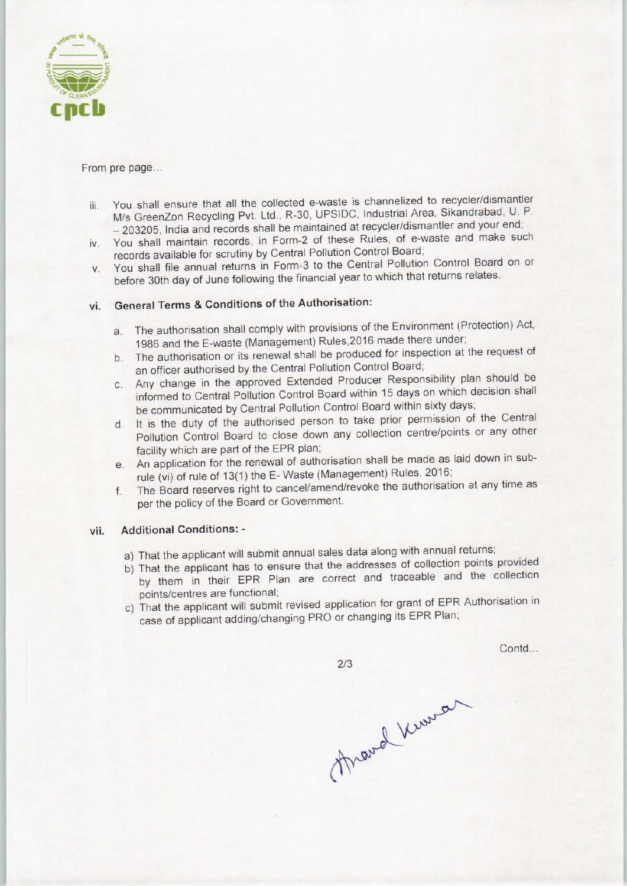From pre page...

iii. You shall ensure that all the collected e-waste is channelized to recycler/dismantler M/s GreenZon Recycling Pvt. Ltd., R-30, UPSIDC, Industrial Area, Sikandrabad, U. P. – 203205, India and records shall be maintained at recycler/dismantler and your end;

iv. You shall maintain records, in Form-2 of these Rules, of e-waste and make such records available for scrutiny by Central Pollution Control Board;

v. You shall file annual returns in Form-3 to the Central Pollution Control Board on or before 30th day of June following the financial year to which that returns relates.

vi. **General Terms & Conditions of the Authorisation:**

   a. The authorisation shall comply with provisions of the Environment (Protection) Act, 1986 and the E-waste (Management) Rules,2016 made there under;
   b. The authorisation or its renewal shall be produced for inspection at the request of an officer authorised by the Central Pollution Control Board;
   c. Any change in the approved Extended Producer Responsibility plan should be informed to Central Pollution Control Board within 15 days on which decision shall be communicated by Central Pollution Control Board within sixty days;
   d. It is the duty of the authorised person to take prior permission of the Central Pollution Control Board to close down any collection centre/points or any other facility which are part of the EPR plan;
   e. An application for the renewal of authorisation shall be made as laid down in sub-rule (vi) of rule of 13(1) the E- Waste (Management) Rules, 2016;
   f. The Board reserves right to cancel/amend/revoke the authorisation at any time as per the policy of the Board or Government.

vii. **Additional Conditions: -**

   a) That the applicant will submit annual sales data along with annual returns;
   b) That the applicant has to ensure that the addresses of collection points provided by them in their EPR Plan are correct and traceable and the collection points/centres are functional;
   c) That the applicant will submit revised application for grant of EPR Authorisation in case of applicant adding/changing PRO or changing its EPR Plan;

Contd...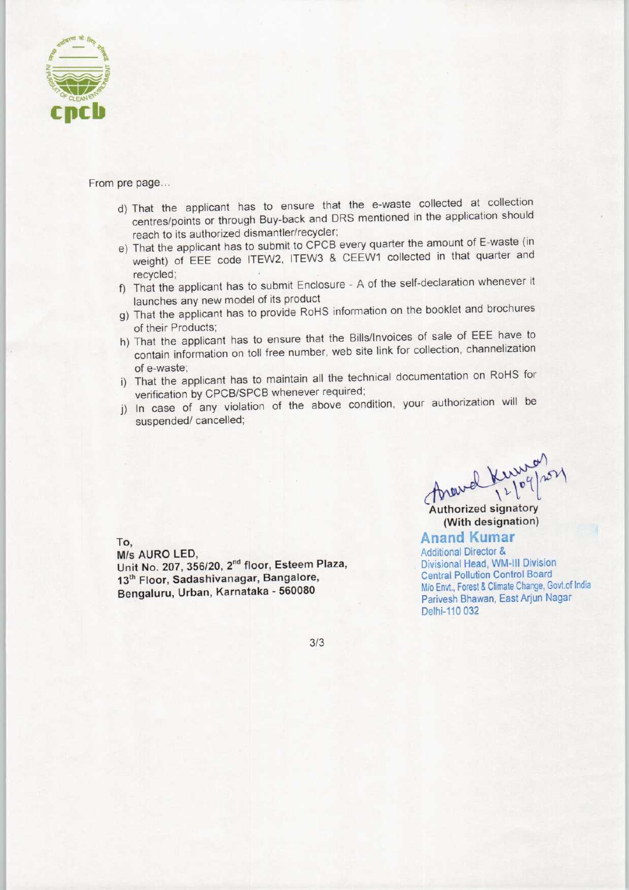From pre page...

d) That the applicant has to ensure that the e-waste collected at collection centres/points or through Buy-back and DRS mentioned in the application should reach to its authorized dismantler/recycler;
e) That the applicant has to submit to CPCB every quarter the amount of E-waste (in weight) of EEE code ITEW2, ITEW3 & CEEW1 collected in that quarter and recycled;
f) That the applicant has to submit Enclosure - A of the self-declaration whenever it launches any new model of its product
g) That the applicant has to provide RoHS information on the booklet and brochures of their Products;
h) That the applicant has to ensure that the Bills/Invoices of sale of EEE have to contain information on toll free number, web site link for collection, channelization of e-waste;
i) That the applicant has to maintain all the technical documentation on RoHS for verification by CPCB/SPCB whenever required;
j) In case of any violation of the above condition, your authorization will be suspended/ cancelled;

Anand Kumar 12/04/2021

Authorized signatory
(With designation)

**Anand Kumar**
Additional Director &
Divisional Head, WM-III Division
Central Pollution Control Board
M/o Envt., Forest & Climate Change, Govt.of India
Parivesh Bhawan, East Arjun Nagar
Delhi-110 032

To,
**M/s AURO LED,**
**Unit No. 207, 356/20, 2nd floor, Esteem Plaza,**
**13th Floor, Sadashivanagar, Bangalore,**
**Bengaluru, Urban, Karnataka - 560080**